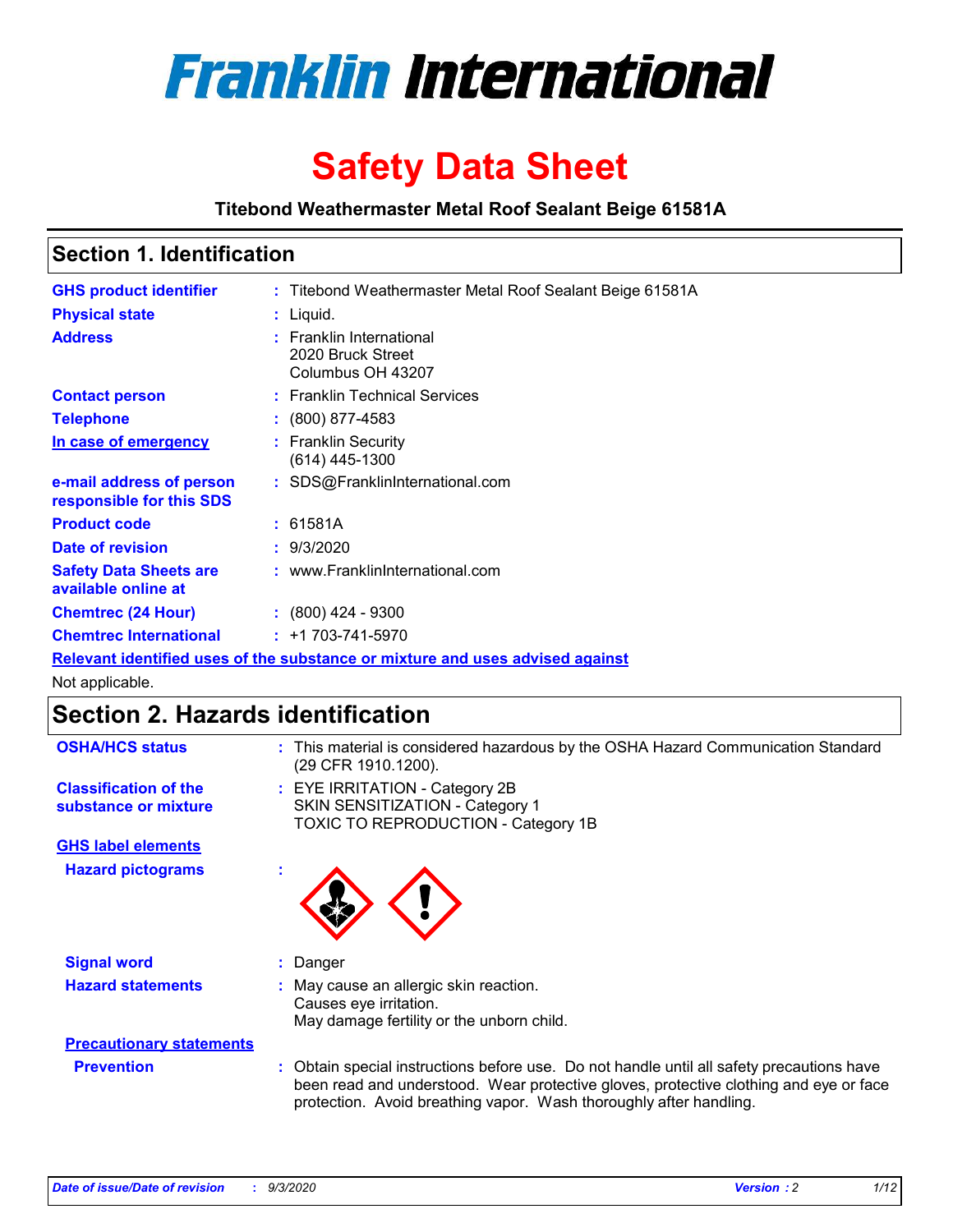# Franklin International

# Safety Data Sheet

**Titebond Weathermaster Metal Roof Sealant Beige 61581A**

## Section 1. Identification

| | | |
|---|---|---|
| **GHS product identifier** | : | Titebond Weathermaster Metal Roof Sealant Beige 61581A |
| **Physical state** | : | Liquid. |
| **Address** | : | Franklin International<br>2020 Bruck Street<br>Columbus OH 43207 |
| **Contact person** | : | Franklin Technical Services |
| **Telephone** | : | (800) 877-4583 |
| **In case of emergency** | : | Franklin Security<br>(614) 445-1300 |
| **e-mail address of person responsible for this SDS** | : | SDS@FranklinInternational.com |
| **Product code** | : | 61581A |
| **Date of revision** | : | 9/3/2020 |
| **Safety Data Sheets are available online at** | : | www.FranklinInternational.com |
| **Chemtrec (24 Hour)** | : | (800) 424 - 9300 |
| **Chemtrec International** | : | +1 703-741-5970 |

**Relevant identified uses of the substance or mixture and uses advised against**

Not applicable.

## Section 2. Hazards identification

| | | |
|---|---|---|
| **OSHA/HCS status** | : | This material is considered hazardous by the OSHA Hazard Communication Standard (29 CFR 1910.1200). |
| **Classification of the substance or mixture** | : | EYE IRRITATION - Category 2B<br>SKIN SENSITIZATION - Category 1<br>TOXIC TO REPRODUCTION - Category 1B |

**GHS label elements**

**Hazard pictograms** :

| | | |
|---|---|---|
| **Signal word** | : | Danger |
| **Hazard statements** | : | May cause an allergic skin reaction.<br>Causes eye irritation.<br>May damage fertility or the unborn child. |

**Precautionary statements**

**Prevention** : Obtain special instructions before use. Do not handle until all safety precautions have been read and understood. Wear protective gloves, protective clothing and eye or face protection. Avoid breathing vapor. Wash thoroughly after handling.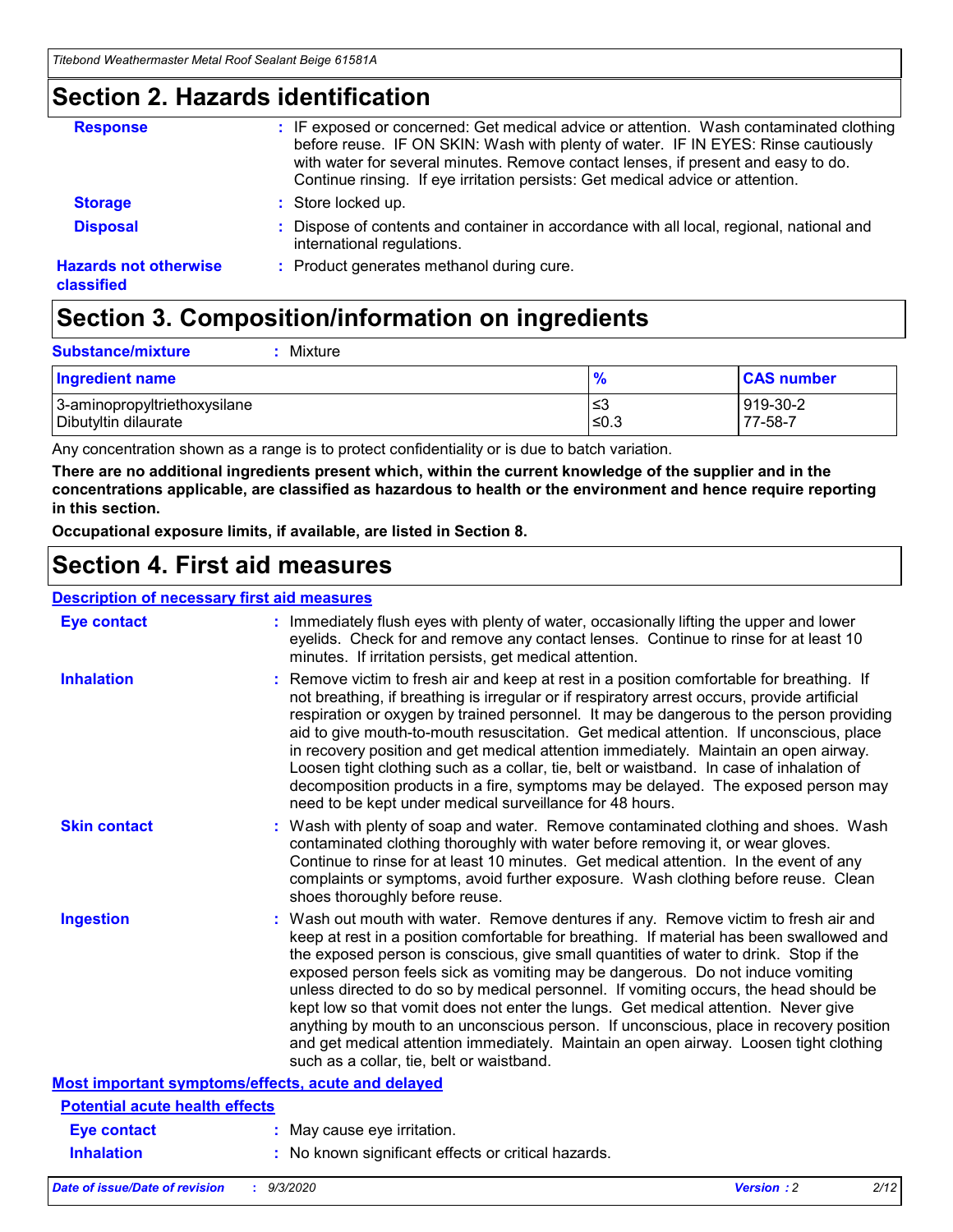## Section 2. Hazards identification

**Response** : IF exposed or concerned: Get medical advice or attention. Wash contaminated clothing before reuse. IF ON SKIN: Wash with plenty of water. IF IN EYES: Rinse cautiously with water for several minutes. Remove contact lenses, if present and easy to do. Continue rinsing. If eye irritation persists: Get medical advice or attention.

**Storage** : Store locked up.

**Disposal** : Dispose of contents and container in accordance with all local, regional, national and international regulations.

**Hazards not otherwise classified** : Product generates methanol during cure.

## Section 3. Composition/information on ingredients

**Substance/mixture** : Mixture

| Ingredient name | % | CAS number |
|---|---|---|
| 3-aminopropyltriethoxysilane | ≤3 | 919-30-2 |
| Dibutyltin dilaurate | ≤0.3 | 77-58-7 |

Any concentration shown as a range is to protect confidentiality or is due to batch variation.

**There are no additional ingredients present which, within the current knowledge of the supplier and in the concentrations applicable, are classified as hazardous to health or the environment and hence require reporting in this section.**

**Occupational exposure limits, if available, are listed in Section 8.**

## Section 4. First aid measures

**Description of necessary first aid measures**

**Eye contact** : Immediately flush eyes with plenty of water, occasionally lifting the upper and lower eyelids. Check for and remove any contact lenses. Continue to rinse for at least 10 minutes. If irritation persists, get medical attention.

**Inhalation** : Remove victim to fresh air and keep at rest in a position comfortable for breathing. If not breathing, if breathing is irregular or if respiratory arrest occurs, provide artificial respiration or oxygen by trained personnel. It may be dangerous to the person providing aid to give mouth-to-mouth resuscitation. Get medical attention. If unconscious, place in recovery position and get medical attention immediately. Maintain an open airway. Loosen tight clothing such as a collar, tie, belt or waistband. In case of inhalation of decomposition products in a fire, symptoms may be delayed. The exposed person may need to be kept under medical surveillance for 48 hours.

**Skin contact** : Wash with plenty of soap and water. Remove contaminated clothing and shoes. Wash contaminated clothing thoroughly with water before removing it, or wear gloves. Continue to rinse for at least 10 minutes. Get medical attention. In the event of any complaints or symptoms, avoid further exposure. Wash clothing before reuse. Clean shoes thoroughly before reuse.

**Ingestion** : Wash out mouth with water. Remove dentures if any. Remove victim to fresh air and keep at rest in a position comfortable for breathing. If material has been swallowed and the exposed person is conscious, give small quantities of water to drink. Stop if the exposed person feels sick as vomiting may be dangerous. Do not induce vomiting unless directed to do so by medical personnel. If vomiting occurs, the head should be kept low so that vomit does not enter the lungs. Get medical attention. Never give anything by mouth to an unconscious person. If unconscious, place in recovery position and get medical attention immediately. Maintain an open airway. Loosen tight clothing such as a collar, tie, belt or waistband.

**Most important symptoms/effects, acute and delayed**

**Potential acute health effects**

**Eye contact** : May cause eye irritation.

**Inhalation** : No known significant effects or critical hazards.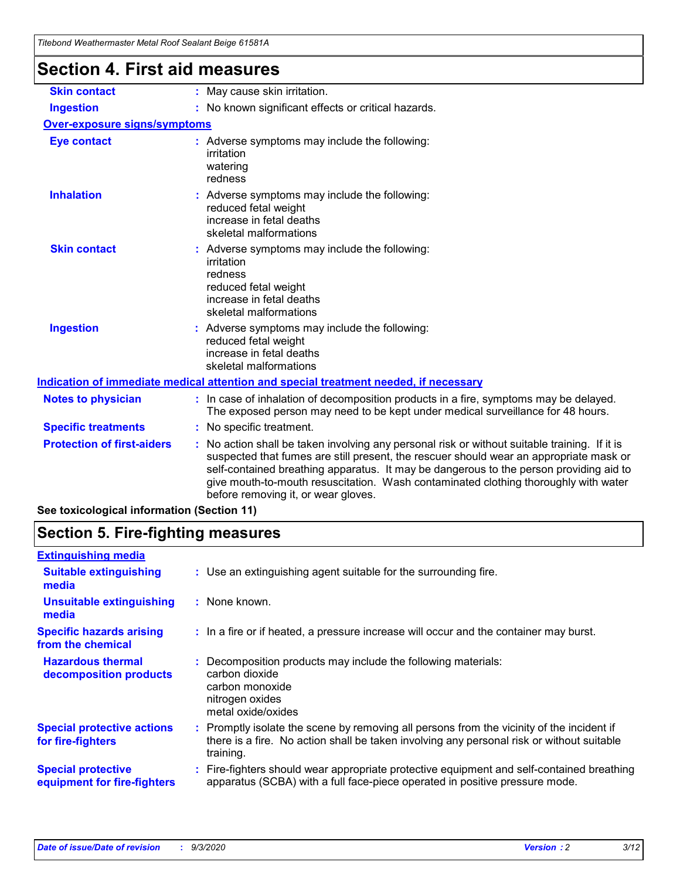# Section 4. First aid measures

| | |
|---|---|
| **Skin contact** | : May cause skin irritation. |
| **Ingestion** | : No known significant effects or critical hazards. |

**Over-exposure signs/symptoms**

| | |
|---|---|
| **Eye contact** | : Adverse symptoms may include the following:<br>irritation<br>watering<br>redness |
| **Inhalation** | : Adverse symptoms may include the following:<br>reduced fetal weight<br>increase in fetal deaths<br>skeletal malformations |
| **Skin contact** | : Adverse symptoms may include the following:<br>irritation<br>redness<br>reduced fetal weight<br>increase in fetal deaths<br>skeletal malformations |
| **Ingestion** | : Adverse symptoms may include the following:<br>reduced fetal weight<br>increase in fetal deaths<br>skeletal malformations |

**Indication of immediate medical attention and special treatment needed, if necessary**

| | |
|---|---|
| **Notes to physician** | : In case of inhalation of decomposition products in a fire, symptoms may be delayed. The exposed person may need to be kept under medical surveillance for 48 hours. |
| **Specific treatments** | : No specific treatment. |
| **Protection of first-aiders** | : No action shall be taken involving any personal risk or without suitable training. If it is suspected that fumes are still present, the rescuer should wear an appropriate mask or self-contained breathing apparatus. It may be dangerous to the person providing aid to give mouth-to-mouth resuscitation. Wash contaminated clothing thoroughly with water before removing it, or wear gloves. |

**See toxicological information (Section 11)**

# Section 5. Fire-fighting measures

**Extinguishing media**

| | |
|---|---|
| **Suitable extinguishing media** | : Use an extinguishing agent suitable for the surrounding fire. |
| **Unsuitable extinguishing media** | : None known. |
| **Specific hazards arising from the chemical** | : In a fire or if heated, a pressure increase will occur and the container may burst. |
| **Hazardous thermal decomposition products** | : Decomposition products may include the following materials:<br>carbon dioxide<br>carbon monoxide<br>nitrogen oxides<br>metal oxide/oxides |
| **Special protective actions for fire-fighters** | : Promptly isolate the scene by removing all persons from the vicinity of the incident if there is a fire. No action shall be taken involving any personal risk or without suitable training. |
| **Special protective equipment for fire-fighters** | : Fire-fighters should wear appropriate protective equipment and self-contained breathing apparatus (SCBA) with a full face-piece operated in positive pressure mode. |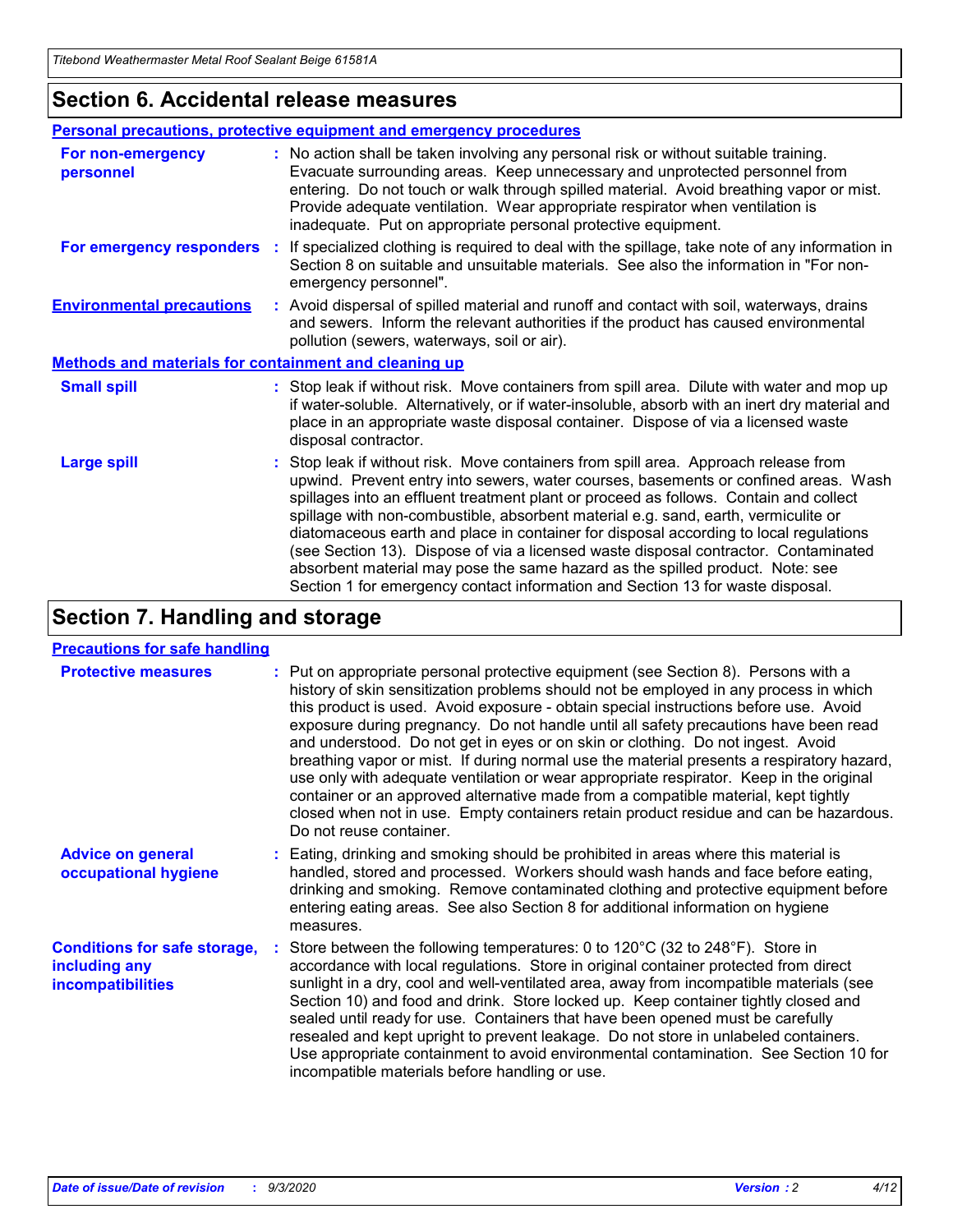## Section 6. Accidental release measures

### Personal precautions, protective equipment and emergency procedures

**For non-emergency personnel** : No action shall be taken involving any personal risk or without suitable training. Evacuate surrounding areas. Keep unnecessary and unprotected personnel from entering. Do not touch or walk through spilled material. Avoid breathing vapor or mist. Provide adequate ventilation. Wear appropriate respirator when ventilation is inadequate. Put on appropriate personal protective equipment.

**For emergency responders** : If specialized clothing is required to deal with the spillage, take note of any information in Section 8 on suitable and unsuitable materials. See also the information in "For non-emergency personnel".

**Environmental precautions** : Avoid dispersal of spilled material and runoff and contact with soil, waterways, drains and sewers. Inform the relevant authorities if the product has caused environmental pollution (sewers, waterways, soil or air).

### Methods and materials for containment and cleaning up

**Small spill** : Stop leak if without risk. Move containers from spill area. Dilute with water and mop up if water-soluble. Alternatively, or if water-insoluble, absorb with an inert dry material and place in an appropriate waste disposal container. Dispose of via a licensed waste disposal contractor.

**Large spill** : Stop leak if without risk. Move containers from spill area. Approach release from upwind. Prevent entry into sewers, water courses, basements or confined areas. Wash spillages into an effluent treatment plant or proceed as follows. Contain and collect spillage with non-combustible, absorbent material e.g. sand, earth, vermiculite or diatomaceous earth and place in container for disposal according to local regulations (see Section 13). Dispose of via a licensed waste disposal contractor. Contaminated absorbent material may pose the same hazard as the spilled product. Note: see Section 1 for emergency contact information and Section 13 for waste disposal.

## Section 7. Handling and storage

### Precautions for safe handling

**Protective measures** : Put on appropriate personal protective equipment (see Section 8). Persons with a history of skin sensitization problems should not be employed in any process in which this product is used. Avoid exposure - obtain special instructions before use. Avoid exposure during pregnancy. Do not handle until all safety precautions have been read and understood. Do not get in eyes or on skin or clothing. Do not ingest. Avoid breathing vapor or mist. If during normal use the material presents a respiratory hazard, use only with adequate ventilation or wear appropriate respirator. Keep in the original container or an approved alternative made from a compatible material, kept tightly closed when not in use. Empty containers retain product residue and can be hazardous. Do not reuse container.

**Advice on general occupational hygiene** : Eating, drinking and smoking should be prohibited in areas where this material is handled, stored and processed. Workers should wash hands and face before eating, drinking and smoking. Remove contaminated clothing and protective equipment before entering eating areas. See also Section 8 for additional information on hygiene measures.

**Conditions for safe storage, including any incompatibilities** : Store between the following temperatures: 0 to 120°C (32 to 248°F). Store in accordance with local regulations. Store in original container protected from direct sunlight in a dry, cool and well-ventilated area, away from incompatible materials (see Section 10) and food and drink. Store locked up. Keep container tightly closed and sealed until ready for use. Containers that have been opened must be carefully resealed and kept upright to prevent leakage. Do not store in unlabeled containers. Use appropriate containment to avoid environmental contamination. See Section 10 for incompatible materials before handling or use.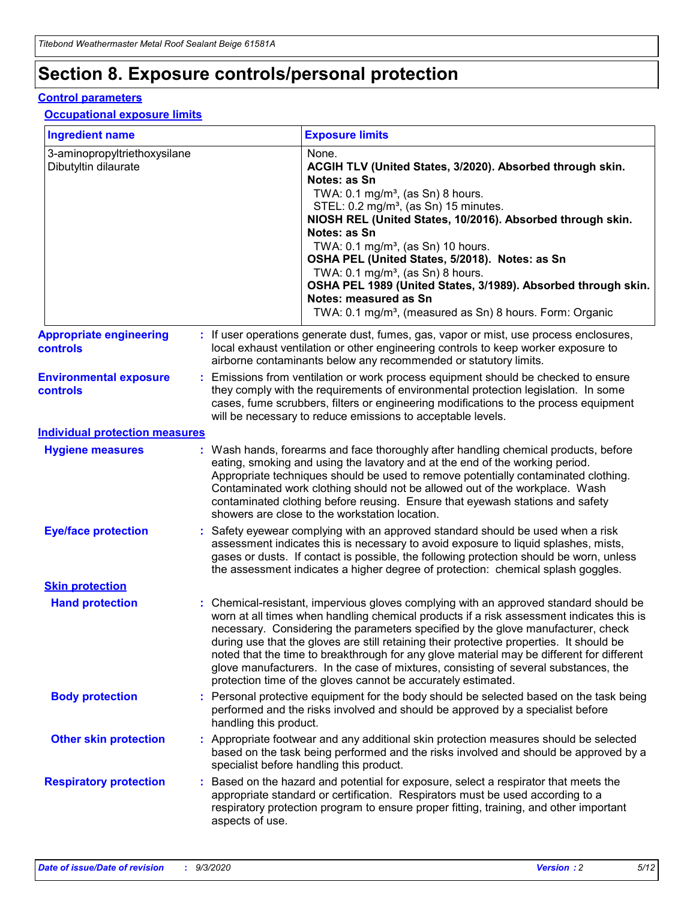# Section 8. Exposure controls/personal protection

## Control parameters

### Occupational exposure limits

| Ingredient name | Exposure limits |
|---|---|
| 3-aminopropyltriethoxysilane | None. |
| Dibutyltin dilaurate | **ACGIH TLV (United States, 3/2020). Absorbed through skin. Notes: as Sn**<br>TWA: 0.1 mg/m³, (as Sn) 8 hours.<br>STEL: 0.2 mg/m³, (as Sn) 15 minutes.<br>**NIOSH REL (United States, 10/2016). Absorbed through skin. Notes: as Sn**<br>TWA: 0.1 mg/m³, (as Sn) 10 hours.<br>**OSHA PEL (United States, 5/2018). Notes: as Sn**<br>TWA: 0.1 mg/m³, (as Sn) 8 hours.<br>**OSHA PEL 1989 (United States, 3/1989). Absorbed through skin. Notes: measured as Sn**<br>TWA: 0.1 mg/m³, (measured as Sn) 8 hours. Form: Organic |

**Appropriate engineering controls** : If user operations generate dust, fumes, gas, vapor or mist, use process enclosures, local exhaust ventilation or other engineering controls to keep worker exposure to airborne contaminants below any recommended or statutory limits.

**Environmental exposure controls** : Emissions from ventilation or work process equipment should be checked to ensure they comply with the requirements of environmental protection legislation. In some cases, fume scrubbers, filters or engineering modifications to the process equipment will be necessary to reduce emissions to acceptable levels.

## Individual protection measures

**Hygiene measures** : Wash hands, forearms and face thoroughly after handling chemical products, before eating, smoking and using the lavatory and at the end of the working period. Appropriate techniques should be used to remove potentially contaminated clothing. Contaminated work clothing should not be allowed out of the workplace. Wash contaminated clothing before reusing. Ensure that eyewash stations and safety showers are close to the workstation location.

**Eye/face protection** : Safety eyewear complying with an approved standard should be used when a risk assessment indicates this is necessary to avoid exposure to liquid splashes, mists, gases or dusts. If contact is possible, the following protection should be worn, unless the assessment indicates a higher degree of protection: chemical splash goggles.

### Skin protection

**Hand protection** : Chemical-resistant, impervious gloves complying with an approved standard should be worn at all times when handling chemical products if a risk assessment indicates this is necessary. Considering the parameters specified by the glove manufacturer, check during use that the gloves are still retaining their protective properties. It should be noted that the time to breakthrough for any glove material may be different for different glove manufacturers. In the case of mixtures, consisting of several substances, the protection time of the gloves cannot be accurately estimated.

**Body protection** : Personal protective equipment for the body should be selected based on the task being performed and the risks involved and should be approved by a specialist before handling this product.

**Other skin protection** : Appropriate footwear and any additional skin protection measures should be selected based on the task being performed and the risks involved and should be approved by a specialist before handling this product.

**Respiratory protection** : Based on the hazard and potential for exposure, select a respirator that meets the appropriate standard or certification. Respirators must be used according to a respiratory protection program to ensure proper fitting, training, and other important aspects of use.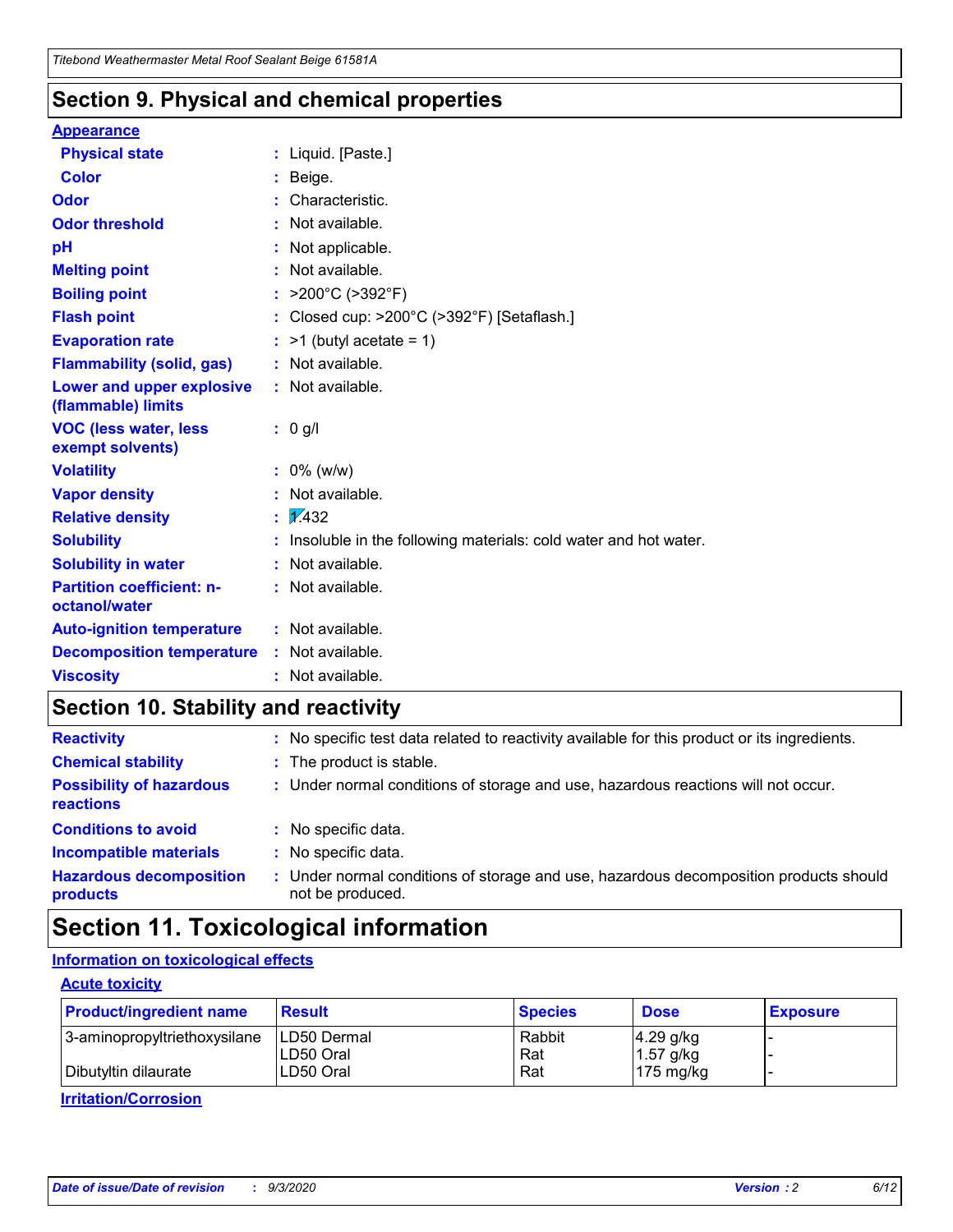## Section 9. Physical and chemical properties

**Appearance**

| | |
|---|---|
| **Physical state** | : Liquid. [Paste.] |
| **Color** | : Beige. |
| **Odor** | : Characteristic. |
| **Odor threshold** | : Not available. |
| **pH** | : Not applicable. |
| **Melting point** | : Not available. |
| **Boiling point** | : >200°C (>392°F) |
| **Flash point** | : Closed cup: >200°C (>392°F) [Setaflash.] |
| **Evaporation rate** | : >1 (butyl acetate = 1) |
| **Flammability (solid, gas)** | : Not available. |
| **Lower and upper explosive (flammable) limits** | : Not available. |
| **VOC (less water, less exempt solvents)** | : 0 g/l |
| **Volatility** | : 0% (w/w) |
| **Vapor density** | : Not available. |
| **Relative density** | : 1.432 |
| **Solubility** | : Insoluble in the following materials: cold water and hot water. |
| **Solubility in water** | : Not available. |
| **Partition coefficient: n-octanol/water** | : Not available. |
| **Auto-ignition temperature** | : Not available. |
| **Decomposition temperature** | : Not available. |
| **Viscosity** | : Not available. |

## Section 10. Stability and reactivity

| | |
|---|---|
| **Reactivity** | : No specific test data related to reactivity available for this product or its ingredients. |
| **Chemical stability** | : The product is stable. |
| **Possibility of hazardous reactions** | : Under normal conditions of storage and use, hazardous reactions will not occur. |
| **Conditions to avoid** | : No specific data. |
| **Incompatible materials** | : No specific data. |
| **Hazardous decomposition products** | : Under normal conditions of storage and use, hazardous decomposition products should not be produced. |

## Section 11. Toxicological information

**Information on toxicological effects**

**Acute toxicity**

| Product/ingredient name | Result | Species | Dose | Exposure |
|---|---|---|---|---|
| 3-aminopropyltriethoxysilane | LD50 Dermal | Rabbit | 4.29 g/kg | - |
| | LD50 Oral | Rat | 1.57 g/kg | - |
| Dibutyltin dilaurate | LD50 Oral | Rat | 175 mg/kg | - |

**Irritation/Corrosion**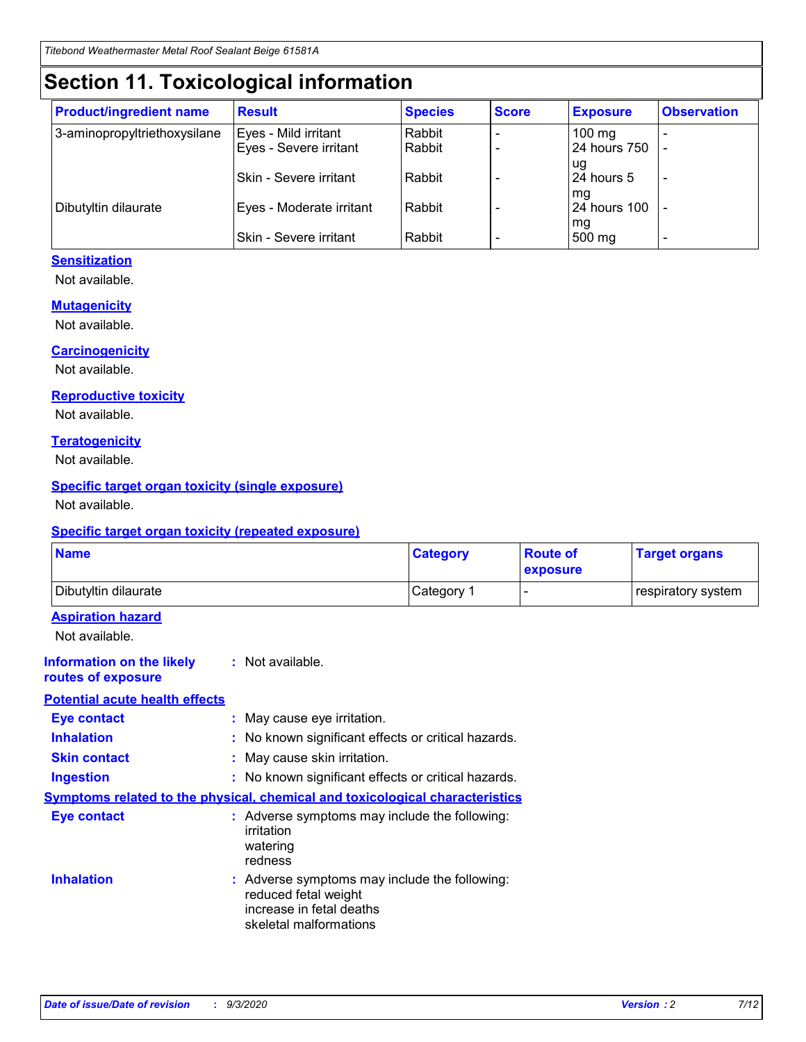# Section 11. Toxicological information

| Product/ingredient name | Result | Species | Score | Exposure | Observation |
|---|---|---|---|---|---|
| 3-aminopropyltriethoxysilane | Eyes - Mild irritant | Rabbit | - | 100 mg | - |
| | Eyes - Severe irritant | Rabbit | - | 24 hours 750 ug | - |
| | Skin - Severe irritant | Rabbit | - | 24 hours 5 mg | - |
| Dibutyltin dilaurate | Eyes - Moderate irritant | Rabbit | - | 24 hours 100 mg | - |
| | Skin - Severe irritant | Rabbit | - | 500 mg | - |

### Sensitization

Not available.

### Mutagenicity

Not available.

### Carcinogenicity

Not available.

### Reproductive toxicity

Not available.

### Teratogenicity

Not available.

### Specific target organ toxicity (single exposure)

Not available.

### Specific target organ toxicity (repeated exposure)

| Name | Category | Route of exposure | Target organs |
|---|---|---|---|
| Dibutyltin dilaurate | Category 1 | - | respiratory system |

### Aspiration hazard

Not available.

**Information on the likely routes of exposure** : Not available.

### Potential acute health effects

**Eye contact** : May cause eye irritation.

**Inhalation** : No known significant effects or critical hazards.

**Skin contact** : May cause skin irritation.

**Ingestion** : No known significant effects or critical hazards.

### Symptoms related to the physical, chemical and toxicological characteristics

**Eye contact** : Adverse symptoms may include the following:
irritation
watering
redness

**Inhalation** : Adverse symptoms may include the following:
reduced fetal weight
increase in fetal deaths
skeletal malformations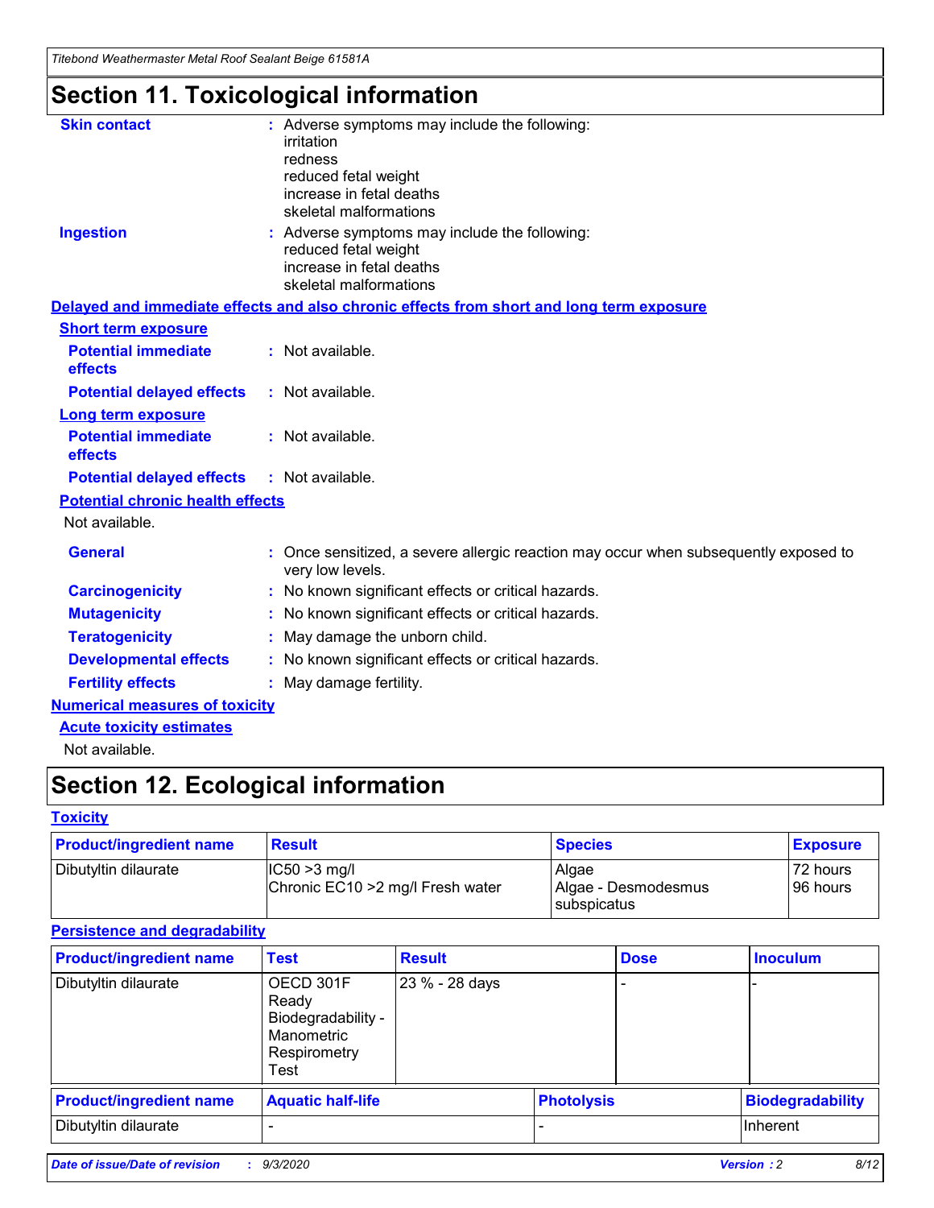# Section 11. Toxicological information

**Skin contact** : Adverse symptoms may include the following:
irritation
redness
reduced fetal weight
increase in fetal deaths
skeletal malformations

**Ingestion** : Adverse symptoms may include the following:
reduced fetal weight
increase in fetal deaths
skeletal malformations

**Delayed and immediate effects and also chronic effects from short and long term exposure**

**Short term exposure**

**Potential immediate effects** : Not available.

**Potential delayed effects** : Not available.

**Long term exposure**

**Potential immediate effects** : Not available.

**Potential delayed effects** : Not available.

**Potential chronic health effects**

Not available.

**General** : Once sensitized, a severe allergic reaction may occur when subsequently exposed to very low levels.

**Carcinogenicity** : No known significant effects or critical hazards.

**Mutagenicity** : No known significant effects or critical hazards.

**Teratogenicity** : May damage the unborn child.

**Developmental effects** : No known significant effects or critical hazards.

**Fertility effects** : May damage fertility.

**Numerical measures of toxicity**

**Acute toxicity estimates**

Not available.

# Section 12. Ecological information

**Toxicity**

| Product/ingredient name | Result | Species | Exposure |
|---|---|---|---|
| Dibutyltin dilaurate | IC50 >3 mg/l<br>Chronic EC10 >2 mg/l Fresh water | Algae<br>Algae - Desmodesmus subspicatus | 72 hours<br>96 hours |

**Persistence and degradability**

| Product/ingredient name | Test | Result | Dose | Inoculum |
|---|---|---|---|---|
| Dibutyltin dilaurate | OECD 301F Ready Biodegradability - Manometric Respirometry Test | 23 % - 28 days | - | - |

| Product/ingredient name | Aquatic half-life | Photolysis | Biodegradability |
|---|---|---|---|
| Dibutyltin dilaurate | - | - | Inherent |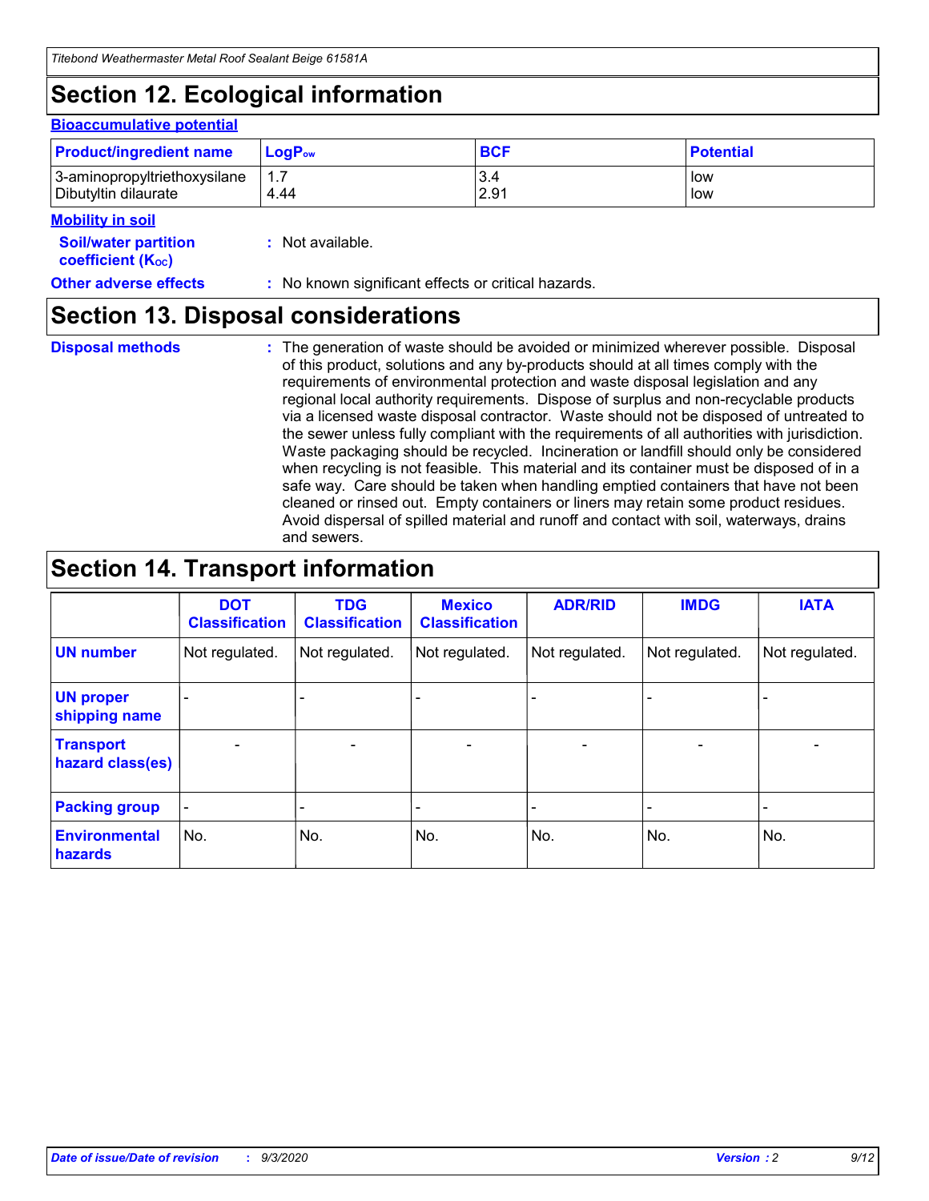# Section 12. Ecological information

### Bioaccumulative potential

| Product/ingredient name | $LogP_{ow}$ | BCF | Potential |
|---|---|---|---|
| 3-aminopropyltriethoxysilane | 1.7 | 3.4 | low |
| Dibutyltin dilaurate | 4.44 | 2.91 | low |

### Mobility in soil

**Soil/water partition coefficient ($K_{OC}$)** : Not available.

**Other adverse effects** : No known significant effects or critical hazards.

# Section 13. Disposal considerations

**Disposal methods** : The generation of waste should be avoided or minimized wherever possible. Disposal of this product, solutions and any by-products should at all times comply with the requirements of environmental protection and waste disposal legislation and any regional local authority requirements. Dispose of surplus and non-recyclable products via a licensed waste disposal contractor. Waste should not be disposed of untreated to the sewer unless fully compliant with the requirements of all authorities with jurisdiction. Waste packaging should be recycled. Incineration or landfill should only be considered when recycling is not feasible. This material and its container must be disposed of in a safe way. Care should be taken when handling emptied containers that have not been cleaned or rinsed out. Empty containers or liners may retain some product residues. Avoid dispersal of spilled material and runoff and contact with soil, waterways, drains and sewers.

# Section 14. Transport information

| | DOT Classification | TDG Classification | Mexico Classification | ADR/RID | IMDG | IATA |
|---|---|---|---|---|---|---|
| **UN number** | Not regulated. | Not regulated. | Not regulated. | Not regulated. | Not regulated. | Not regulated. |
| **UN proper shipping name** | - | - | - | - | - | - |
| **Transport hazard class(es)** | - | - | - | - | - | - |
| **Packing group** | - | - | - | - | - | - |
| **Environmental hazards** | No. | No. | No. | No. | No. | No. |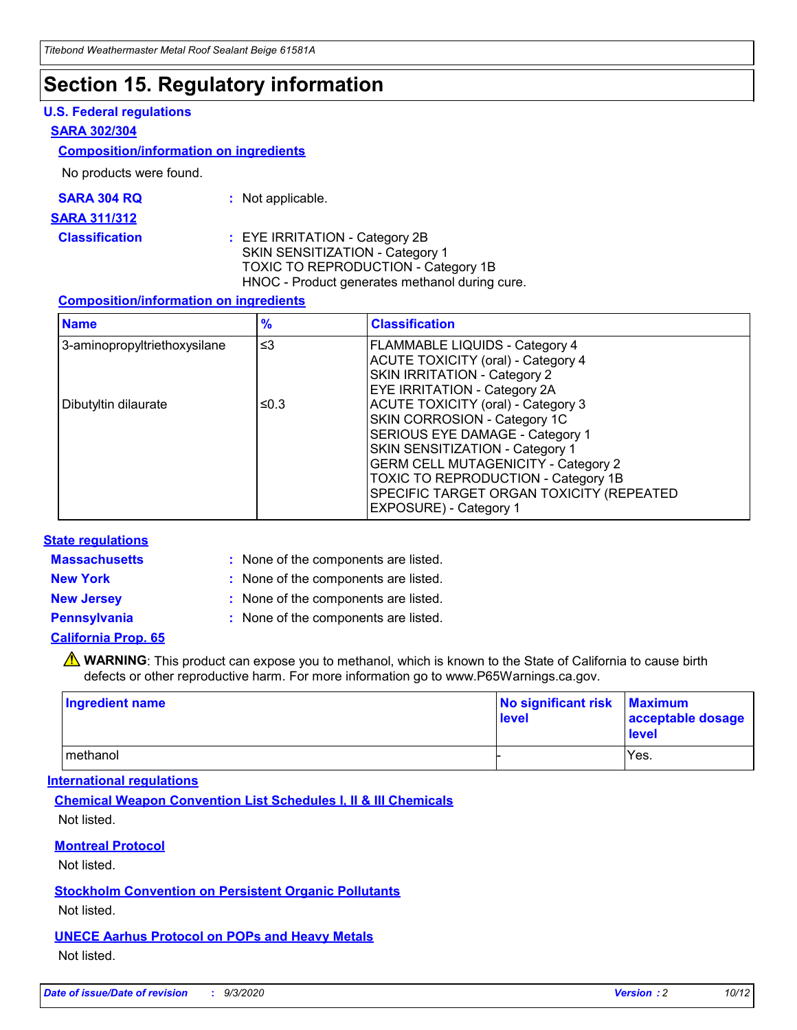# Section 15. Regulatory information

### U.S. Federal regulations

**SARA 302/304**

**Composition/information on ingredients**

No products were found.

**SARA 304 RQ** : Not applicable.

**SARA 311/312**

**Classification** : EYE IRRITATION - Category 2B
SKIN SENSITIZATION - Category 1
TOXIC TO REPRODUCTION - Category 1B
HNOC - Product generates methanol during cure.

**Composition/information on ingredients**

| Name | % | Classification |
|---|---|---|
| 3-aminopropyltriethoxysilane | ≤3 | FLAMMABLE LIQUIDS - Category 4<br>ACUTE TOXICITY (oral) - Category 4<br>SKIN IRRITATION - Category 2<br>EYE IRRITATION - Category 2A |
| Dibutyltin dilaurate | ≤0.3 | ACUTE TOXICITY (oral) - Category 3<br>SKIN CORROSION - Category 1C<br>SERIOUS EYE DAMAGE - Category 1<br>SKIN SENSITIZATION - Category 1<br>GERM CELL MUTAGENICITY - Category 2<br>TOXIC TO REPRODUCTION - Category 1B<br>SPECIFIC TARGET ORGAN TOXICITY (REPEATED EXPOSURE) - Category 1 |

### State regulations

**Massachusetts** : None of the components are listed.

**New York** : None of the components are listed.

**New Jersey** : None of the components are listed.

**Pennsylvania** : None of the components are listed.

**California Prop. 65**

⚠ **WARNING**: This product can expose you to methanol, which is known to the State of California to cause birth defects or other reproductive harm. For more information go to www.P65Warnings.ca.gov.

| Ingredient name | No significant risk level | Maximum acceptable dosage level |
|---|---|---|
| methanol | - | Yes. |

### International regulations

**Chemical Weapon Convention List Schedules I, II & III Chemicals**

Not listed.

**Montreal Protocol**

Not listed.

**Stockholm Convention on Persistent Organic Pollutants**

Not listed.

**UNECE Aarhus Protocol on POPs and Heavy Metals**

Not listed.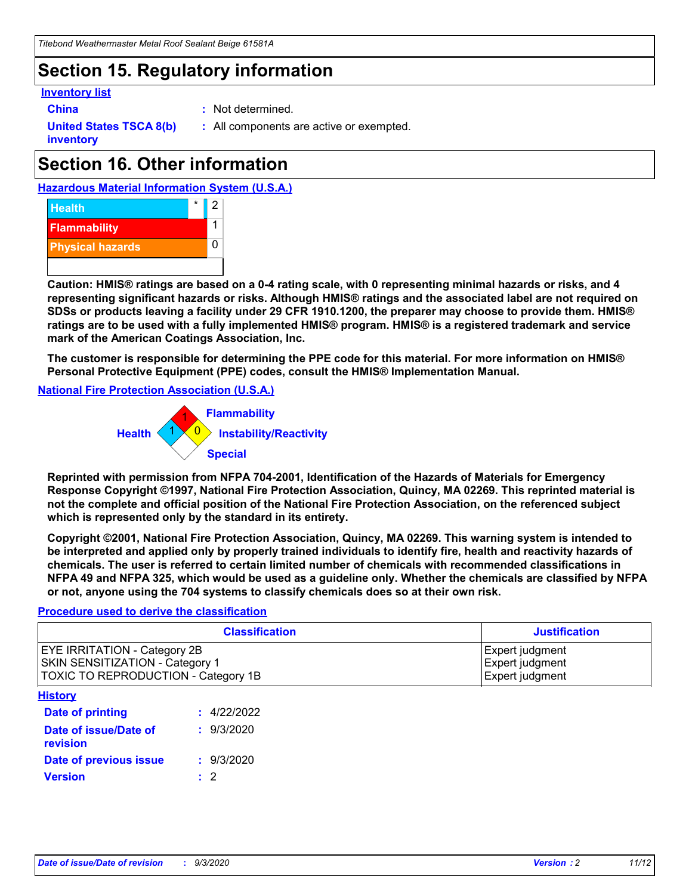# Section 15. Regulatory information

**Inventory list**

**China** : Not determined.

**United States TSCA 8(b) inventory** : All components are active or exempted.

# Section 16. Other information

**Hazardous Material Information System (U.S.A.)**

| | | |
|---|---|---|
| Health | * | 2 |
| Flammability | | 1 |
| Physical hazards | | 0 |

**Caution: HMIS® ratings are based on a 0-4 rating scale, with 0 representing minimal hazards or risks, and 4 representing significant hazards or risks. Although HMIS® ratings and the associated label are not required on SDSs or products leaving a facility under 29 CFR 1910.1200, the preparer may choose to provide them. HMIS® ratings are to be used with a fully implemented HMIS® program. HMIS® is a registered trademark and service mark of the American Coatings Association, Inc.**

**The customer is responsible for determining the PPE code for this material. For more information on HMIS® Personal Protective Equipment (PPE) codes, consult the HMIS® Implementation Manual.**

**National Fire Protection Association (U.S.A.)**

Flammability: 1
Health: 1
Instability/Reactivity: 0
Special:

**Reprinted with permission from NFPA 704-2001, Identification of the Hazards of Materials for Emergency Response Copyright ©1997, National Fire Protection Association, Quincy, MA 02269. This reprinted material is not the complete and official position of the National Fire Protection Association, on the referenced subject which is represented only by the standard in its entirety.**

**Copyright ©2001, National Fire Protection Association, Quincy, MA 02269. This warning system is intended to be interpreted and applied only by properly trained individuals to identify fire, health and reactivity hazards of chemicals. The user is referred to certain limited number of chemicals with recommended classifications in NFPA 49 and NFPA 325, which would be used as a guideline only. Whether the chemicals are classified by NFPA or not, anyone using the 704 systems to classify chemicals does so at their own risk.**

**Procedure used to derive the classification**

| Classification | Justification |
|---|---|
| EYE IRRITATION - Category 2B | Expert judgment |
| SKIN SENSITIZATION - Category 1 | Expert judgment |
| TOXIC TO REPRODUCTION - Category 1B | Expert judgment |

**History**

**Date of printing** : 4/22/2022

**Date of issue/Date of revision** : 9/3/2020

**Date of previous issue** : 9/3/2020

**Version** : 2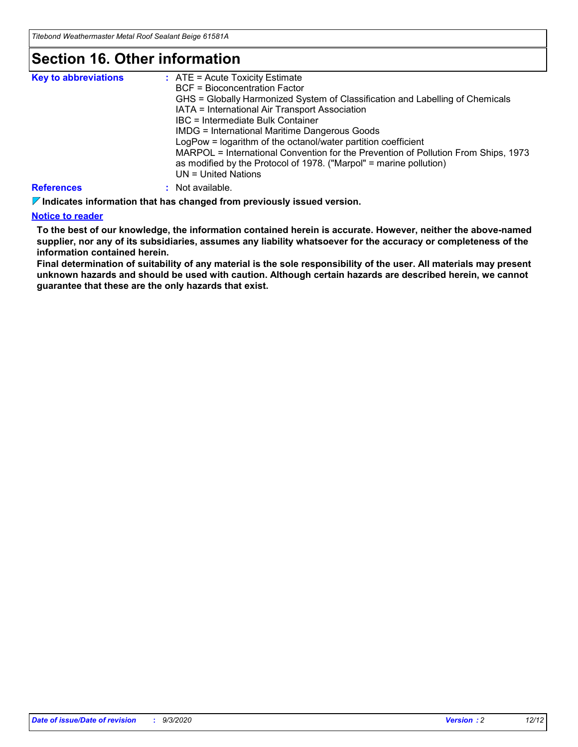# Section 16. Other information

**Key to abbreviations** : ATE = Acute Toxicity Estimate
BCF = Bioconcentration Factor
GHS = Globally Harmonized System of Classification and Labelling of Chemicals
IATA = International Air Transport Association
IBC = Intermediate Bulk Container
IMDG = International Maritime Dangerous Goods
LogPow = logarithm of the octanol/water partition coefficient
MARPOL = International Convention for the Prevention of Pollution From Ships, 1973 as modified by the Protocol of 1978. ("Marpol" = marine pollution)
UN = United Nations

**References** : Not available.

**Indicates information that has changed from previously issued version.**

**Notice to reader**

**To the best of our knowledge, the information contained herein is accurate. However, neither the above-named supplier, nor any of its subsidiaries, assumes any liability whatsoever for the accuracy or completeness of the information contained herein.**

**Final determination of suitability of any material is the sole responsibility of the user. All materials may present unknown hazards and should be used with caution. Although certain hazards are described herein, we cannot guarantee that these are the only hazards that exist.**